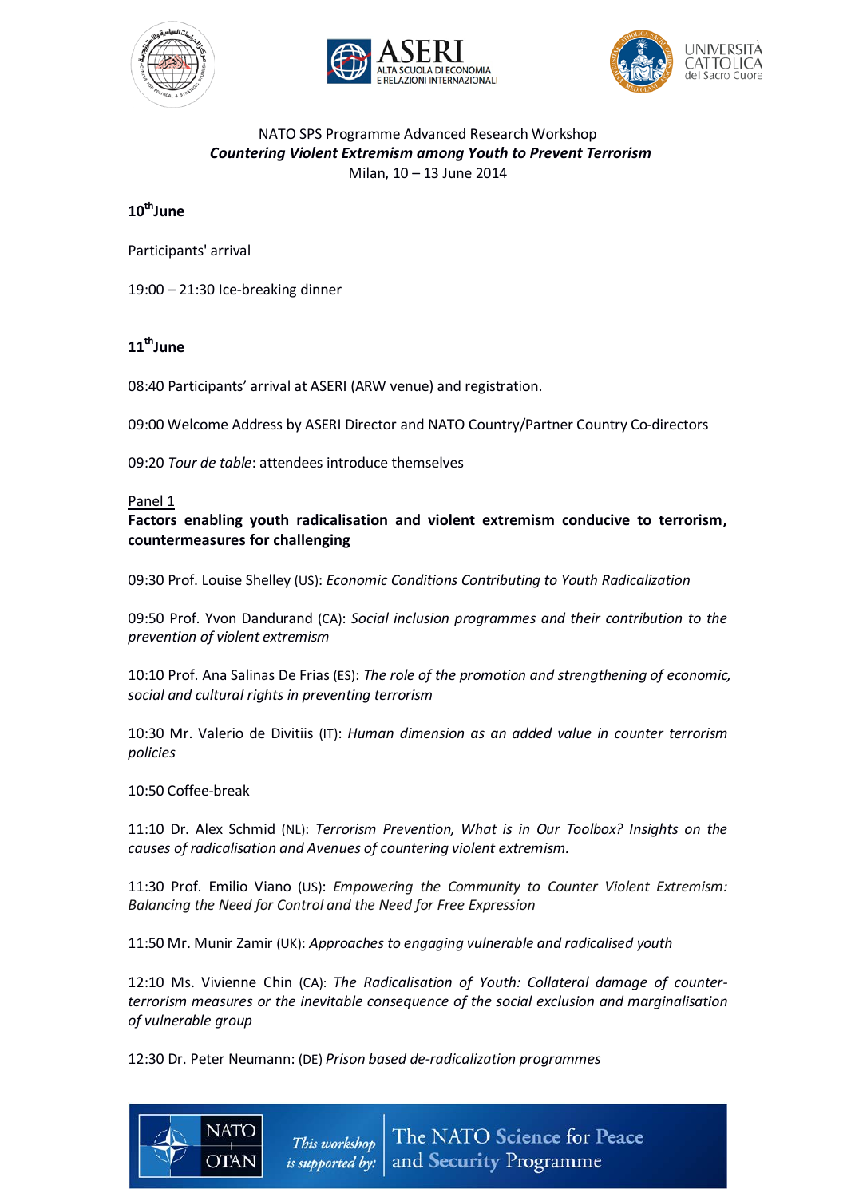NATO SPS Programme Advanced Research Workshop

***Countering Violent Extremism among Youth to Prevent Terrorism***

Milan, 10 – 13 June 2014

## 10th June

Participants' arrival

19:00 – 21:30 Ice-breaking dinner

## 11th June

08:40 Participants' arrival at ASERI (ARW venue) and registration.

09:00 Welcome Address by ASERI Director and NATO Country/Partner Country Co-directors

09:20 *Tour de table*: attendees introduce themselves

Panel 1

**Factors enabling youth radicalisation and violent extremism conducive to terrorism, countermeasures for challenging**

09:30 Prof. Louise Shelley (US): *Economic Conditions Contributing to Youth Radicalization*

09:50 Prof. Yvon Dandurand (CA): *Social inclusion programmes and their contribution to the prevention of violent extremism*

10:10 Prof. Ana Salinas De Frias (ES): *The role of the promotion and strengthening of economic, social and cultural rights in preventing terrorism*

10:30 Mr. Valerio de Divitiis (IT): *Human dimension as an added value in counter terrorism policies*

10:50 Coffee-break

11:10 Dr. Alex Schmid (NL): *Terrorism Prevention, What is in Our Toolbox? Insights on the causes of radicalisation and Avenues of countering violent extremism.*

11:30 Prof. Emilio Viano (US): *Empowering the Community to Counter Violent Extremism: Balancing the Need for Control and the Need for Free Expression*

11:50 Mr. Munir Zamir (UK): *Approaches to engaging vulnerable and radicalised youth*

12:10 Ms. Vivienne Chin (CA): *The Radicalisation of Youth: Collateral damage of counter-terrorism measures or the inevitable consequence of the social exclusion and marginalisation of vulnerable group*

12:30 Dr. Peter Neumann: (DE) *Prison based de-radicalization programmes*

This workshop is supported by: The NATO Science for Peace and Security Programme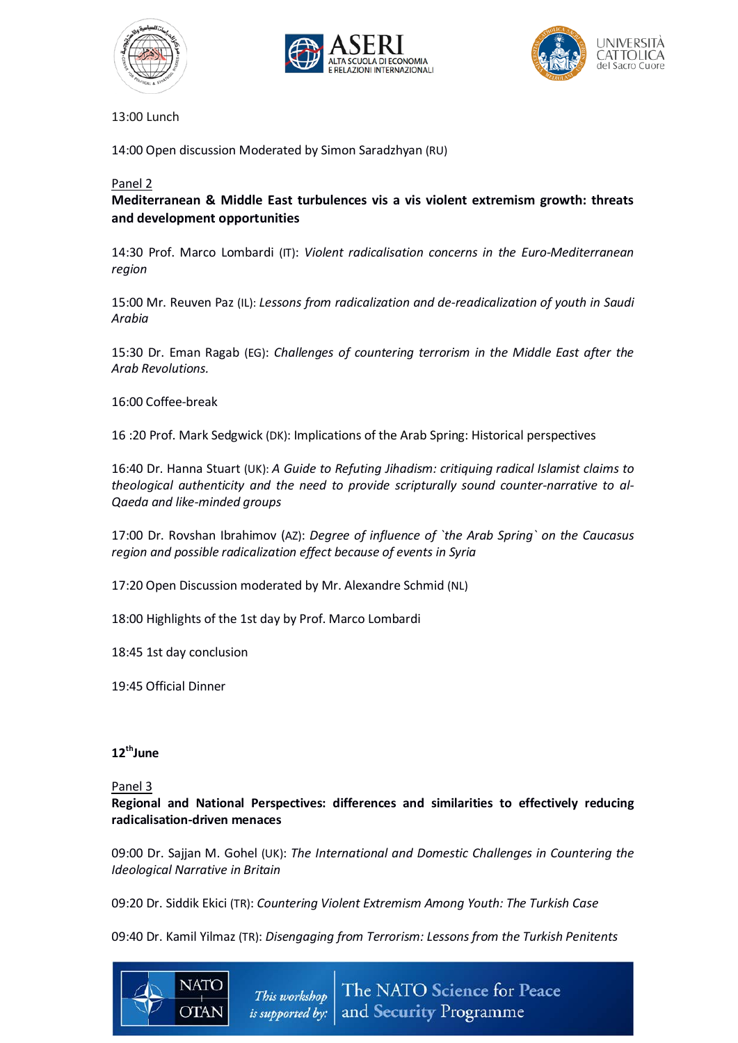13:00 Lunch

14:00 Open discussion Moderated by Simon Saradzhyan (RU)

Panel 2

**Mediterranean & Middle East turbulences vis a vis violent extremism growth: threats and development opportunities**

14:30 Prof. Marco Lombardi (IT): *Violent radicalisation concerns in the Euro-Mediterranean region*

15:00 Mr. Reuven Paz (IL): *Lessons from radicalization and de-readicalization of youth in Saudi Arabia*

15:30 Dr. Eman Ragab (EG): *Challenges of countering terrorism in the Middle East after the Arab Revolutions.*

16:00 Coffee-break

16 :20 Prof. Mark Sedgwick (DK): Implications of the Arab Spring: Historical perspectives

16:40 Dr. Hanna Stuart (UK): *A Guide to Refuting Jihadism: critiquing radical Islamist claims to theological authenticity and the need to provide scripturally sound counter-narrative to al-Qaeda and like-minded groups*

17:00 Dr. Rovshan Ibrahimov (AZ): *Degree of influence of `the Arab Spring` on the Caucasus region and possible radicalization effect because of events in Syria*

17:20 Open Discussion moderated by Mr. Alexandre Schmid (NL)

18:00 Highlights of the 1st day by Prof. Marco Lombardi

18:45 1st day conclusion

19:45 Official Dinner

**12th June**

Panel 3

**Regional and National Perspectives: differences and similarities to effectively reducing radicalisation-driven menaces**

09:00 Dr. Sajjan M. Gohel (UK): *The International and Domestic Challenges in Countering the Ideological Narrative in Britain*

09:20 Dr. Siddik Ekici (TR): *Countering Violent Extremism Among Youth: The Turkish Case*

09:40 Dr. Kamil Yilmaz (TR): *Disengaging from Terrorism: Lessons from the Turkish Penitents*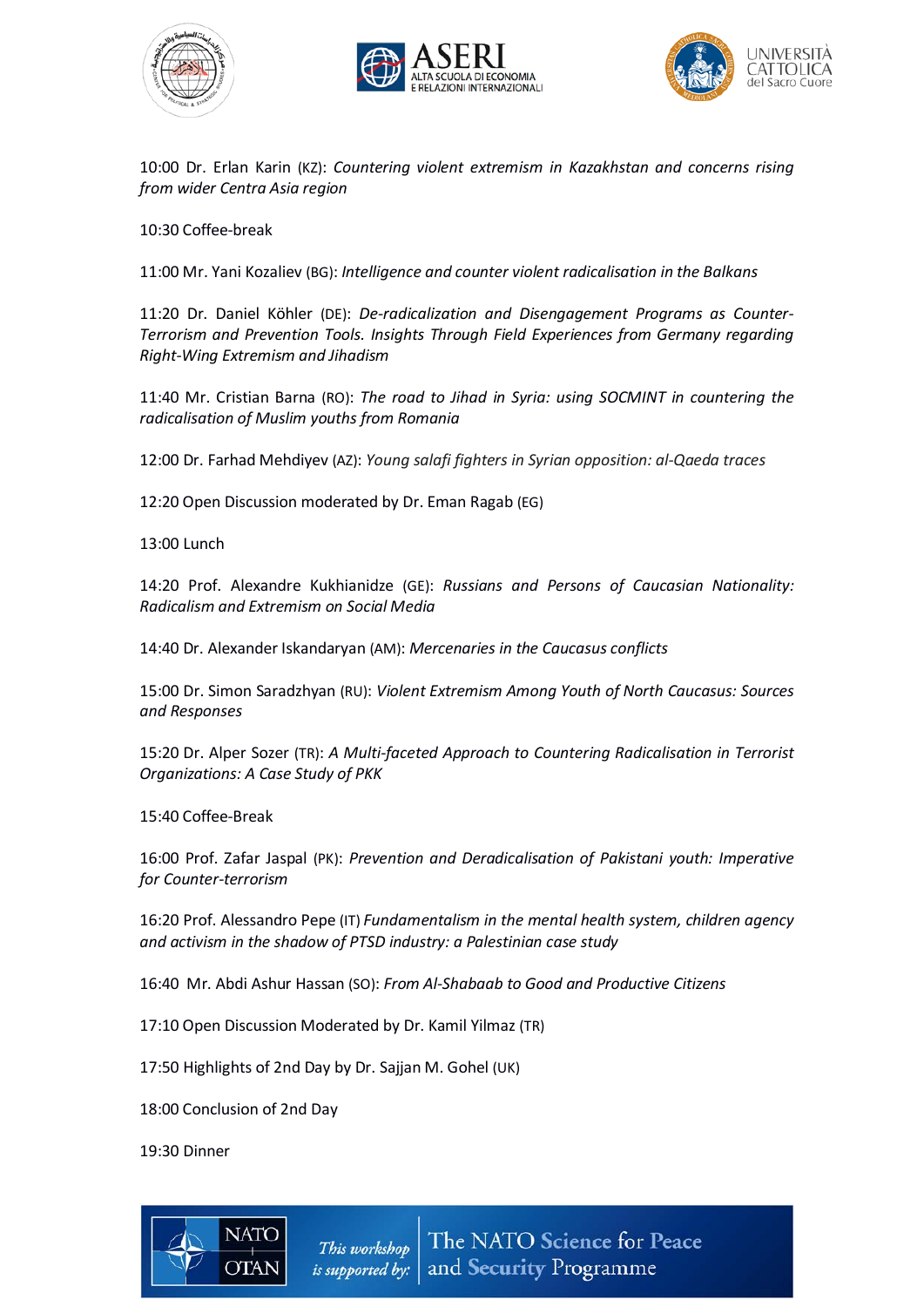10:00 Dr. Erlan Karin (KZ): *Countering violent extremism in Kazakhstan and concerns rising from wider Centra Asia region*

10:30 Coffee-break

11:00 Mr. Yani Kozaliev (BG): *Intelligence and counter violent radicalisation in the Balkans*

11:20 Dr. Daniel Köhler (DE): *De-radicalization and Disengagement Programs as Counter-Terrorism and Prevention Tools. Insights Through Field Experiences from Germany regarding Right-Wing Extremism and Jihadism*

11:40 Mr. Cristian Barna (RO): *The road to Jihad in Syria: using SOCMINT in countering the radicalisation of Muslim youths from Romania*

12:00 Dr. Farhad Mehdiyev (AZ): *Young salafi fighters in Syrian opposition: al-Qaeda traces*

12:20 Open Discussion moderated by Dr. Eman Ragab (EG)

13:00 Lunch

14:20 Prof. Alexandre Kukhianidze (GE): *Russians and Persons of Caucasian Nationality: Radicalism and Extremism on Social Media*

14:40 Dr. Alexander Iskandaryan (AM): *Mercenaries in the Caucasus conflicts*

15:00 Dr. Simon Saradzhyan (RU): *Violent Extremism Among Youth of North Caucasus: Sources and Responses*

15:20 Dr. Alper Sozer (TR): *A Multi-faceted Approach to Countering Radicalisation in Terrorist Organizations: A Case Study of PKK*

15:40 Coffee-Break

16:00 Prof. Zafar Jaspal (PK): *Prevention and Deradicalisation of Pakistani youth: Imperative for Counter-terrorism*

16:20 Prof. Alessandro Pepe (IT) *Fundamentalism in the mental health system, children agency and activism in the shadow of PTSD industry: a Palestinian case study*

16:40 Mr. Abdi Ashur Hassan (SO): *From Al-Shabaab to Good and Productive Citizens*

17:10 Open Discussion Moderated by Dr. Kamil Yilmaz (TR)

17:50 Highlights of 2nd Day by Dr. Sajjan M. Gohel (UK)

18:00 Conclusion of 2nd Day

19:30 Dinner

NATO OTAN — *This workshop is supported by:* The NATO Science for Peace and Security Programme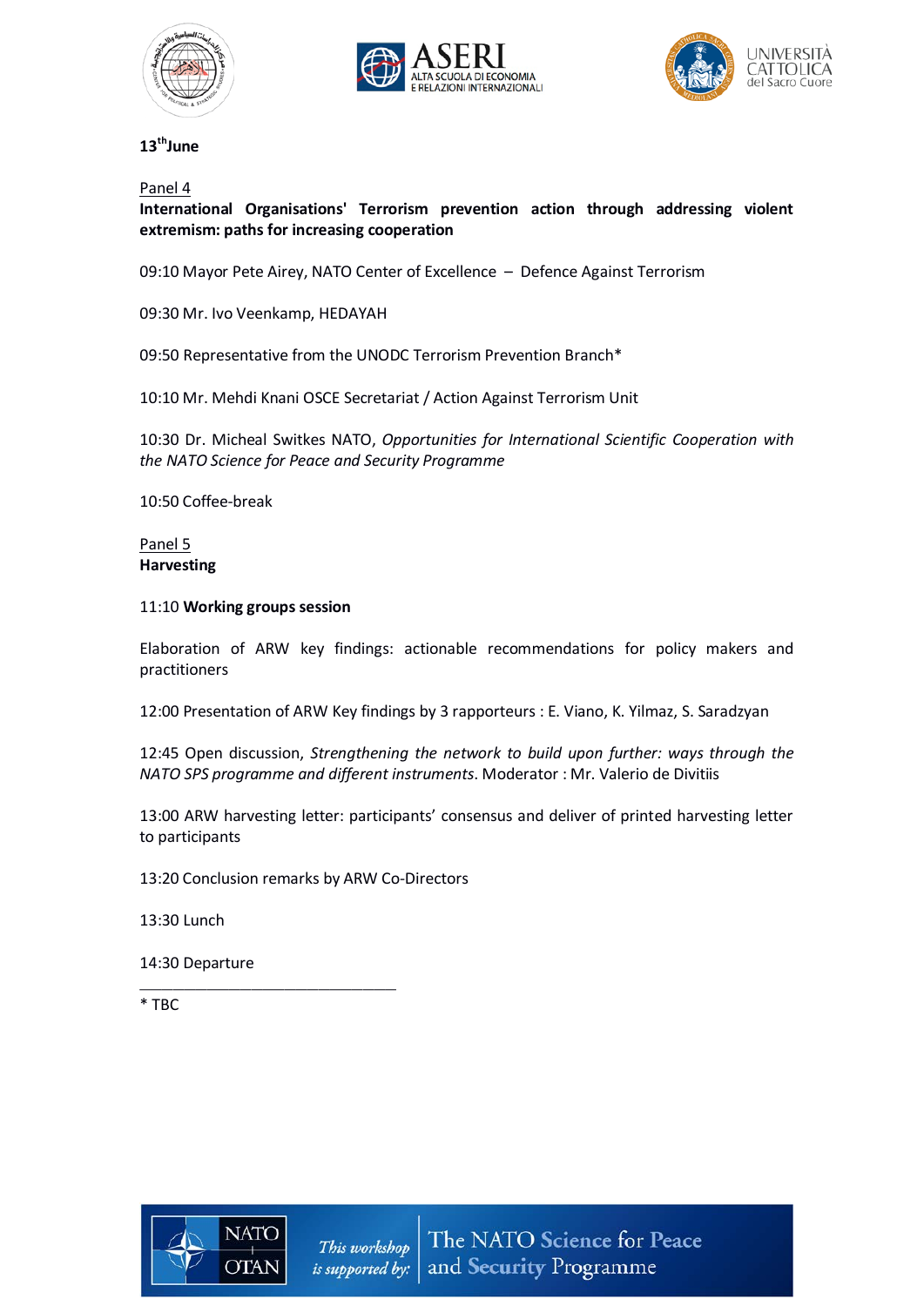**13th June**

Panel 4

**International Organisations' Terrorism prevention action through addressing violent extremism: paths for increasing cooperation**

09:10 Mayor Pete Airey, NATO Center of Excellence – Defence Against Terrorism

09:30 Mr. Ivo Veenkamp, HEDAYAH

09:50 Representative from the UNODC Terrorism Prevention Branch*

10:10 Mr. Mehdi Knani OSCE Secretariat / Action Against Terrorism Unit

10:30 Dr. Micheal Switkes NATO, *Opportunities for International Scientific Cooperation with the NATO Science for Peace and Security Programme*

10:50 Coffee-break

Panel 5

**Harvesting**

11:10 **Working groups session**

Elaboration of ARW key findings: actionable recommendations for policy makers and practitioners

12:00 Presentation of ARW Key findings by 3 rapporteurs : E. Viano, K. Yilmaz, S. Saradzyan

12:45 Open discussion, *Strengthening the network to build upon further: ways through the NATO SPS programme and different instruments*. Moderator : Mr. Valerio de Divitiis

13:00 ARW harvesting letter: participants' consensus and deliver of printed harvesting letter to participants

13:20 Conclusion remarks by ARW Co-Directors

13:30 Lunch

14:30 Departure

---

\* TBC

*This workshop is supported by:* The NATO Science for Peace and Security Programme